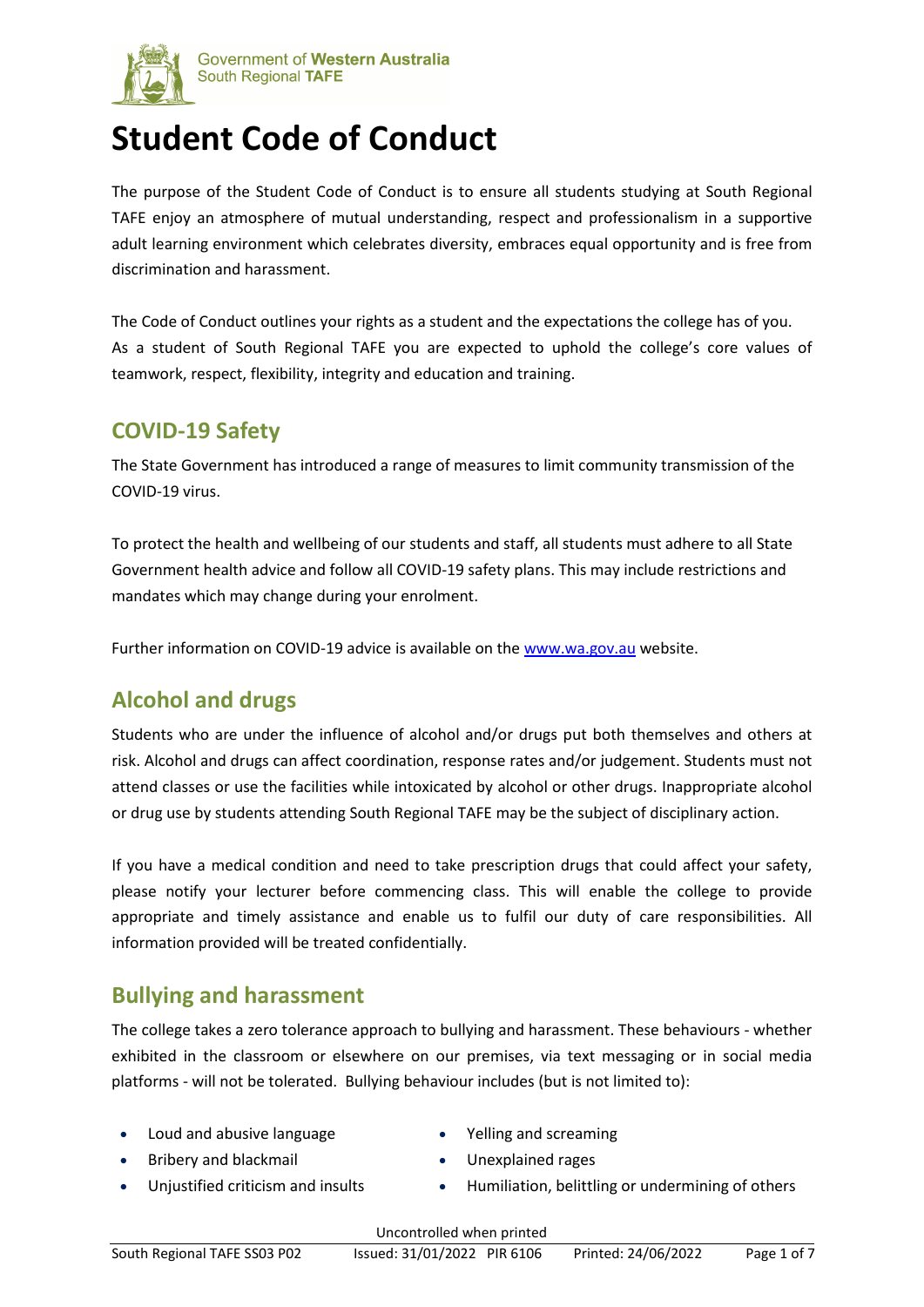# Student Code of Conduct

The purpose of the Student Code of Conduct is to ensure all students studying at South Regional TAFE enjoy an atmosphere of mutual understanding, respect and professionalism in a supportive adult learning environment which celebrates diversity, embraces equal opportunity and is free from discrimination and harassment.

The Code of Conduct outlines your rights as a student and the expectations the college has of you. As a student of South Regional TAFE you are expected to uphold the college's core values of teamwork, respect, flexibility, integrity and education and training.

## COVID-19 Safety

The State Government has introduced a range of measures to limit community transmission of the COVID-19 virus.

To protect the health and wellbeing of our students and staff, all students must adhere to all State Government health advice and follow all COVID-19 safety plans. This may include restrictions and mandates which may change during your enrolment.

Further information on COVID-19 advice is available on the www.wa.gov.au website.

## Alcohol and drugs

Students who are under the influence of alcohol and/or drugs put both themselves and others at risk. Alcohol and drugs can affect coordination, response rates and/or judgement. Students must not attend classes or use the facilities while intoxicated by alcohol or other drugs. Inappropriate alcohol or drug use by students attending South Regional TAFE may be the subject of disciplinary action.

If you have a medical condition and need to take prescription drugs that could affect your safety, please notify your lecturer before commencing class. This will enable the college to provide appropriate and timely assistance and enable us to fulfil our duty of care responsibilities. All information provided will be treated confidentially.

## Bullying and harassment

The college takes a zero tolerance approach to bullying and harassment. These behaviours - whether exhibited in the classroom or elsewhere on our premises, via text messaging or in social media platforms - will not be tolerated. Bullying behaviour includes (but is not limited to):

- Loud and abusive language
- Bribery and blackmail
- Unjustified criticism and insults
- Yelling and screaming
- Unexplained rages
- Humiliation, belittling or undermining of others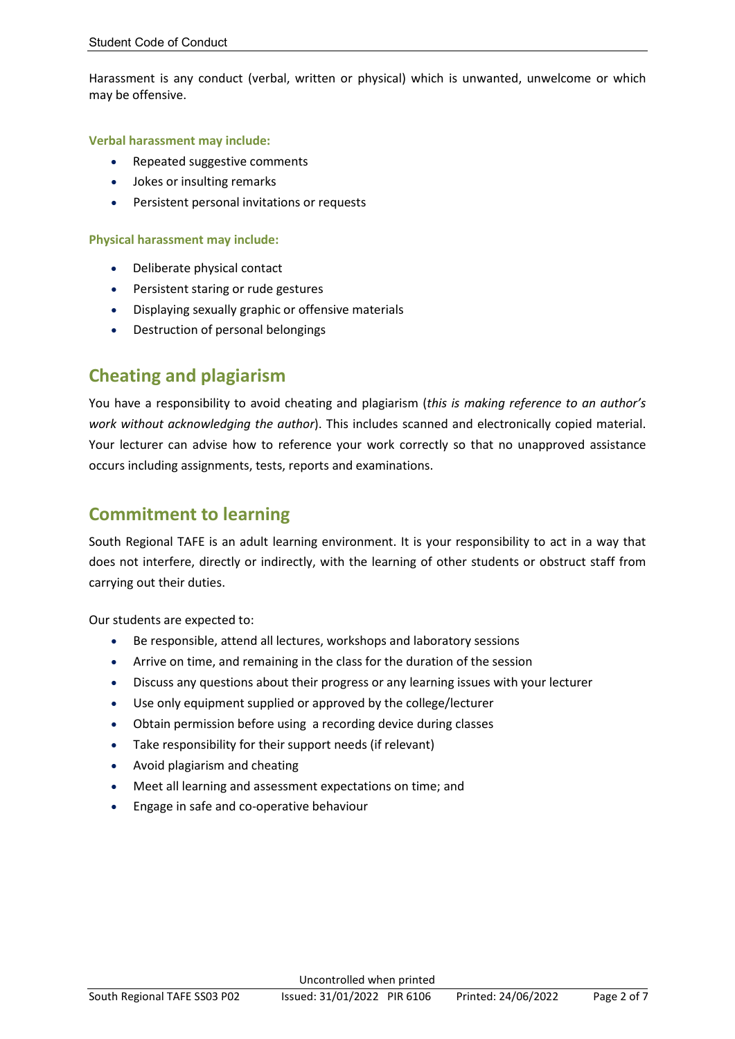Harassment is any conduct (verbal, written or physical) which is unwanted, unwelcome or which may be offensive.

**Verbal harassment may include:**

- Repeated suggestive comments
- Jokes or insulting remarks
- Persistent personal invitations or requests

**Physical harassment may include:**

- Deliberate physical contact
- Persistent staring or rude gestures
- Displaying sexually graphic or offensive materials
- Destruction of personal belongings

## Cheating and plagiarism

You have a responsibility to avoid cheating and plagiarism (*this is making reference to an author's work without acknowledging the author*). This includes scanned and electronically copied material. Your lecturer can advise how to reference your work correctly so that no unapproved assistance occurs including assignments, tests, reports and examinations.

## Commitment to learning

South Regional TAFE is an adult learning environment. It is your responsibility to act in a way that does not interfere, directly or indirectly, with the learning of other students or obstruct staff from carrying out their duties.

Our students are expected to:

- Be responsible, attend all lectures, workshops and laboratory sessions
- Arrive on time, and remaining in the class for the duration of the session
- Discuss any questions about their progress or any learning issues with your lecturer
- Use only equipment supplied or approved by the college/lecturer
- Obtain permission before using a recording device during classes
- Take responsibility for their support needs (if relevant)
- Avoid plagiarism and cheating
- Meet all learning and assessment expectations on time; and
- Engage in safe and co-operative behaviour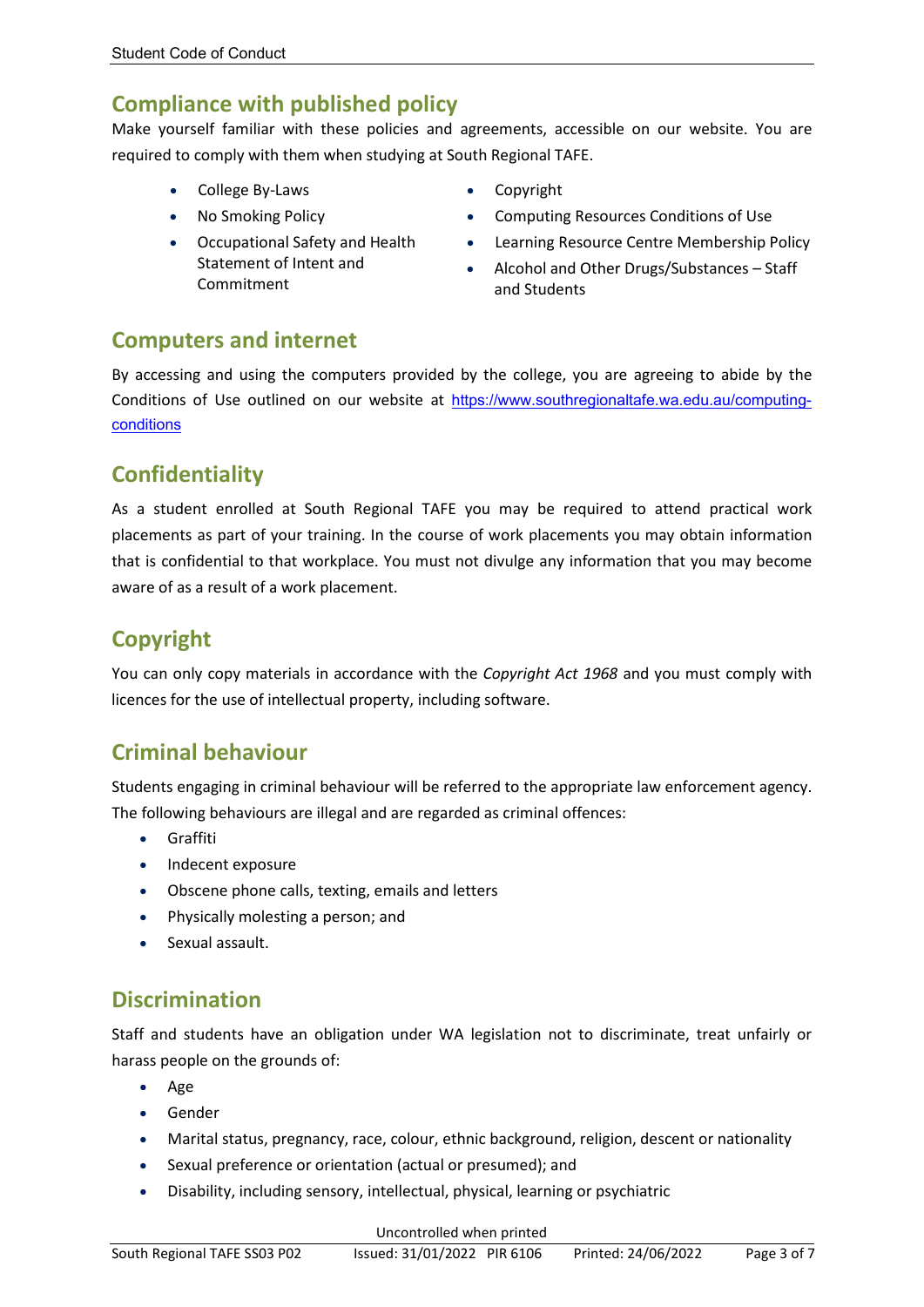## Compliance with published policy

Make yourself familiar with these policies and agreements, accessible on our website. You are required to comply with them when studying at South Regional TAFE.

- College By-Laws
- No Smoking Policy
- Occupational Safety and Health Statement of Intent and Commitment
- Copyright
- Computing Resources Conditions of Use
- Learning Resource Centre Membership Policy
- Alcohol and Other Drugs/Substances – Staff and Students

## Computers and internet

By accessing and using the computers provided by the college, you are agreeing to abide by the Conditions of Use outlined on our website at https://www.southregionaltafe.wa.edu.au/computing-conditions

## Confidentiality

As a student enrolled at South Regional TAFE you may be required to attend practical work placements as part of your training. In the course of work placements you may obtain information that is confidential to that workplace. You must not divulge any information that you may become aware of as a result of a work placement.

## Copyright

You can only copy materials in accordance with the *Copyright Act 1968* and you must comply with licences for the use of intellectual property, including software.

## Criminal behaviour

Students engaging in criminal behaviour will be referred to the appropriate law enforcement agency. The following behaviours are illegal and are regarded as criminal offences:

- Graffiti
- Indecent exposure
- Obscene phone calls, texting, emails and letters
- Physically molesting a person; and
- Sexual assault.

## Discrimination

Staff and students have an obligation under WA legislation not to discriminate, treat unfairly or harass people on the grounds of:

- Age
- Gender
- Marital status, pregnancy, race, colour, ethnic background, religion, descent or nationality
- Sexual preference or orientation (actual or presumed); and
- Disability, including sensory, intellectual, physical, learning or psychiatric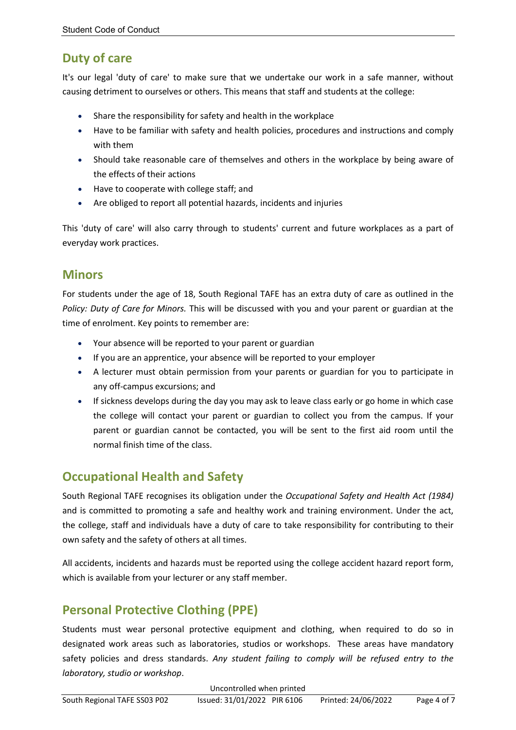## Duty of care

It's our legal 'duty of care' to make sure that we undertake our work in a safe manner, without causing detriment to ourselves or others. This means that staff and students at the college:

- Share the responsibility for safety and health in the workplace
- Have to be familiar with safety and health policies, procedures and instructions and comply with them
- Should take reasonable care of themselves and others in the workplace by being aware of the effects of their actions
- Have to cooperate with college staff; and
- Are obliged to report all potential hazards, incidents and injuries

This 'duty of care' will also carry through to students' current and future workplaces as a part of everyday work practices.

## Minors

For students under the age of 18, South Regional TAFE has an extra duty of care as outlined in the *Policy: Duty of Care for Minors.* This will be discussed with you and your parent or guardian at the time of enrolment. Key points to remember are:

- Your absence will be reported to your parent or guardian
- If you are an apprentice, your absence will be reported to your employer
- A lecturer must obtain permission from your parents or guardian for you to participate in any off-campus excursions; and
- If sickness develops during the day you may ask to leave class early or go home in which case the college will contact your parent or guardian to collect you from the campus. If your parent or guardian cannot be contacted, you will be sent to the first aid room until the normal finish time of the class.

## Occupational Health and Safety

South Regional TAFE recognises its obligation under the *Occupational Safety and Health Act (1984)* and is committed to promoting a safe and healthy work and training environment. Under the act, the college, staff and individuals have a duty of care to take responsibility for contributing to their own safety and the safety of others at all times.

All accidents, incidents and hazards must be reported using the college accident hazard report form, which is available from your lecturer or any staff member.

## Personal Protective Clothing (PPE)

Students must wear personal protective equipment and clothing, when required to do so in designated work areas such as laboratories, studios or workshops. These areas have mandatory safety policies and dress standards. *Any student failing to comply will be refused entry to the laboratory, studio or workshop*.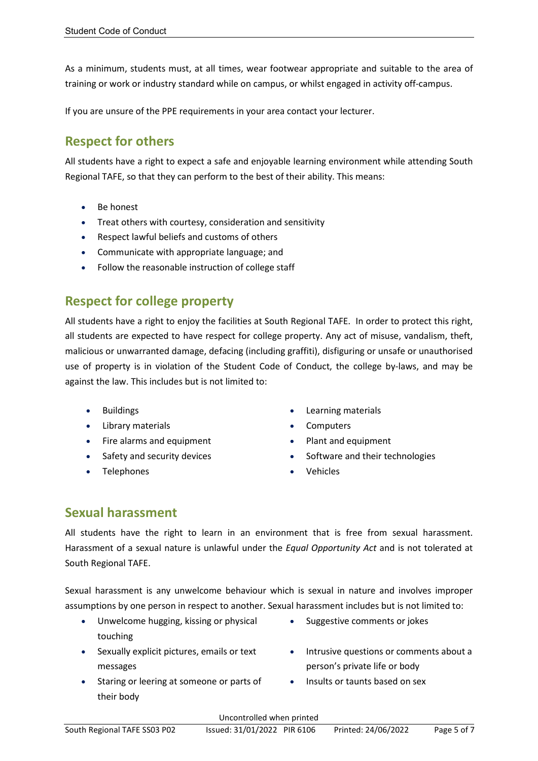As a minimum, students must, at all times, wear footwear appropriate and suitable to the area of training or work or industry standard while on campus, or whilst engaged in activity off-campus.

If you are unsure of the PPE requirements in your area contact your lecturer.

## Respect for others

All students have a right to expect a safe and enjoyable learning environment while attending South Regional TAFE, so that they can perform to the best of their ability. This means:

- Be honest
- Treat others with courtesy, consideration and sensitivity
- Respect lawful beliefs and customs of others
- Communicate with appropriate language; and
- Follow the reasonable instruction of college staff

## Respect for college property

All students have a right to enjoy the facilities at South Regional TAFE. In order to protect this right, all students are expected to have respect for college property. Any act of misuse, vandalism, theft, malicious or unwarranted damage, defacing (including graffiti), disfiguring or unsafe or unauthorised use of property is in violation of the Student Code of Conduct, the college by-laws, and may be against the law. This includes but is not limited to:

- Buildings
- Library materials
- Fire alarms and equipment
- Safety and security devices
- Telephones
- Learning materials
- Computers
- Plant and equipment
- Software and their technologies
- Vehicles

## Sexual harassment

All students have the right to learn in an environment that is free from sexual harassment. Harassment of a sexual nature is unlawful under the *Equal Opportunity Act* and is not tolerated at South Regional TAFE.

Sexual harassment is any unwelcome behaviour which is sexual in nature and involves improper assumptions by one person in respect to another. Sexual harassment includes but is not limited to:

- Unwelcome hugging, kissing or physical touching
- Sexually explicit pictures, emails or text messages
- Staring or leering at someone or parts of their body
- Suggestive comments or jokes
- Intrusive questions or comments about a person's private life or body
- Insults or taunts based on sex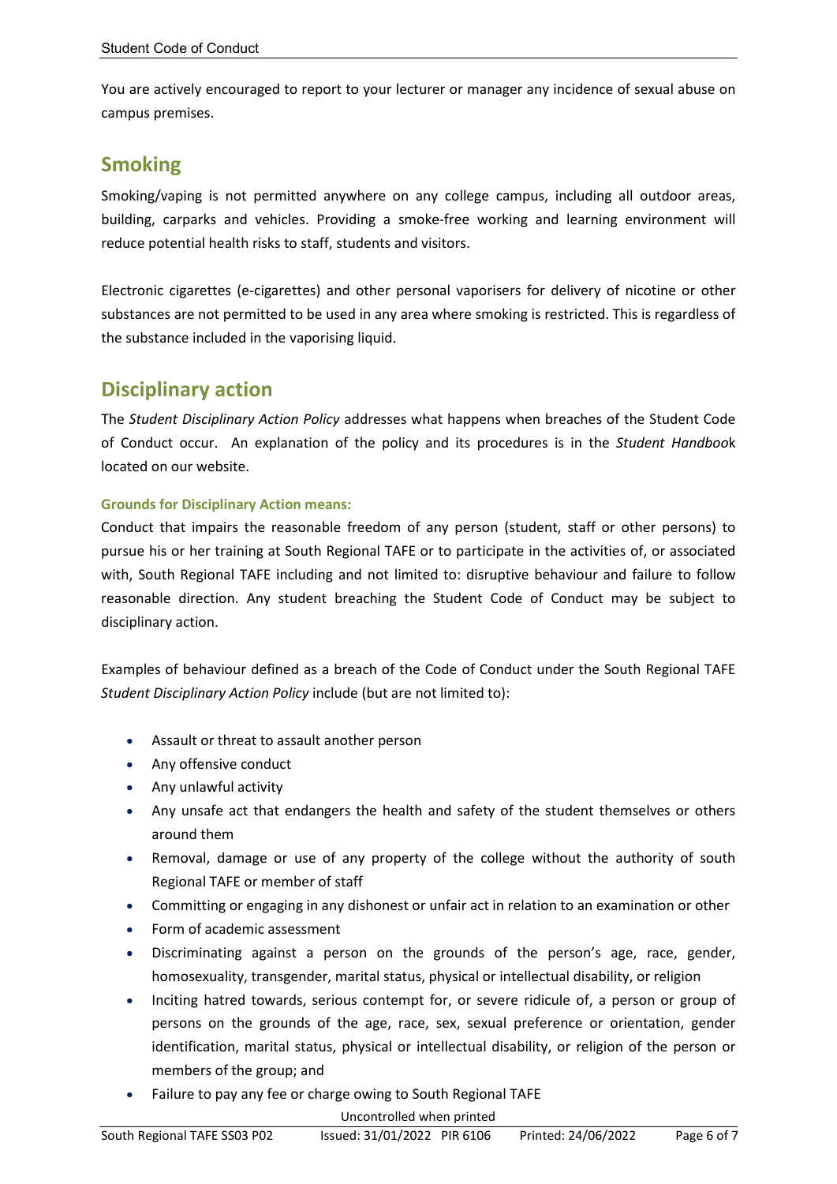You are actively encouraged to report to your lecturer or manager any incidence of sexual abuse on campus premises.

## Smoking

Smoking/vaping is not permitted anywhere on any college campus, including all outdoor areas, building, carparks and vehicles. Providing a smoke-free working and learning environment will reduce potential health risks to staff, students and visitors.

Electronic cigarettes (e-cigarettes) and other personal vaporisers for delivery of nicotine or other substances are not permitted to be used in any area where smoking is restricted. This is regardless of the substance included in the vaporising liquid.

## Disciplinary action

The *Student Disciplinary Action Policy* addresses what happens when breaches of the Student Code of Conduct occur. An explanation of the policy and its procedures is in the *Student Handbook* located on our website.

#### Grounds for Disciplinary Action means:

Conduct that impairs the reasonable freedom of any person (student, staff or other persons) to pursue his or her training at South Regional TAFE or to participate in the activities of, or associated with, South Regional TAFE including and not limited to: disruptive behaviour and failure to follow reasonable direction. Any student breaching the Student Code of Conduct may be subject to disciplinary action.

Examples of behaviour defined as a breach of the Code of Conduct under the South Regional TAFE *Student Disciplinary Action Policy* include (but are not limited to):

- Assault or threat to assault another person
- Any offensive conduct
- Any unlawful activity
- Any unsafe act that endangers the health and safety of the student themselves or others around them
- Removal, damage or use of any property of the college without the authority of south Regional TAFE or member of staff
- Committing or engaging in any dishonest or unfair act in relation to an examination or other
- Form of academic assessment
- Discriminating against a person on the grounds of the person's age, race, gender, homosexuality, transgender, marital status, physical or intellectual disability, or religion
- Inciting hatred towards, serious contempt for, or severe ridicule of, a person or group of persons on the grounds of the age, race, sex, sexual preference or orientation, gender identification, marital status, physical or intellectual disability, or religion of the person or members of the group; and
- Failure to pay any fee or charge owing to South Regional TAFE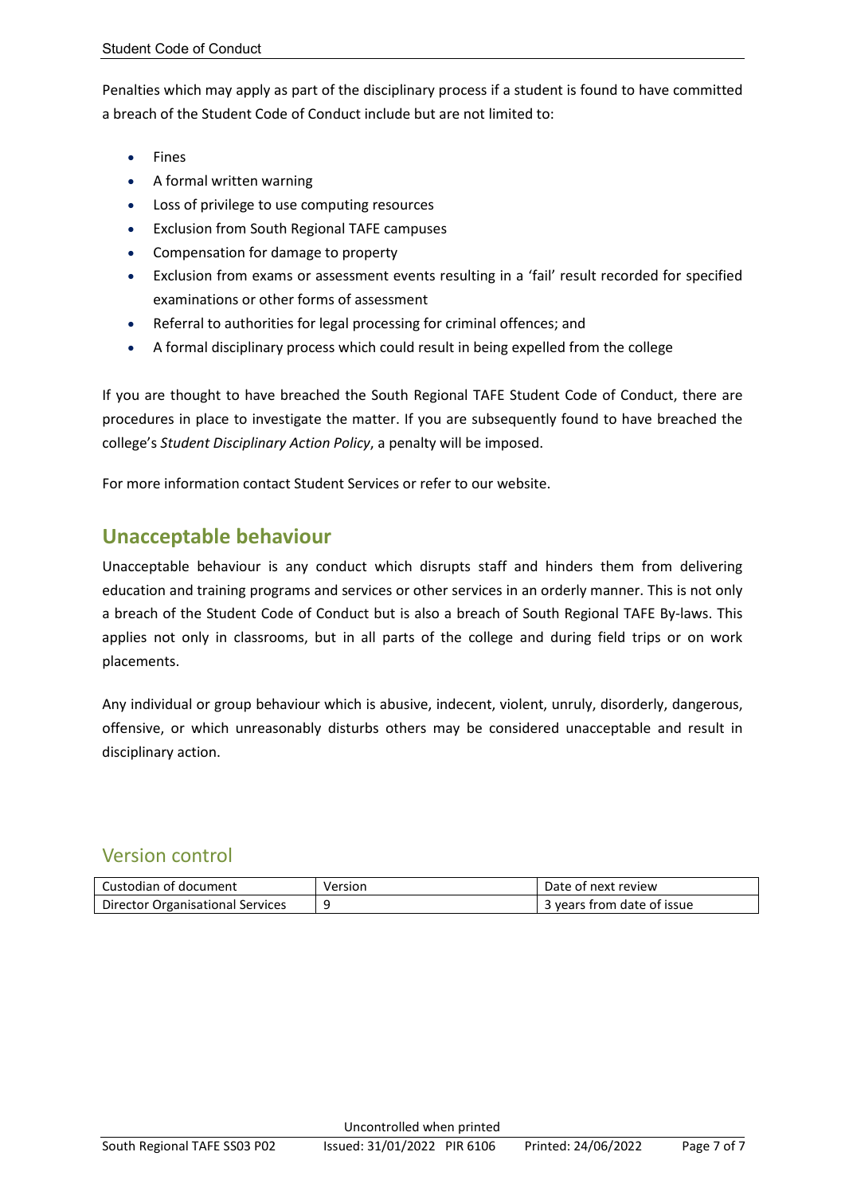Penalties which may apply as part of the disciplinary process if a student is found to have committed a breach of the Student Code of Conduct include but are not limited to:

- Fines
- A formal written warning
- Loss of privilege to use computing resources
- Exclusion from South Regional TAFE campuses
- Compensation for damage to property
- Exclusion from exams or assessment events resulting in a 'fail' result recorded for specified examinations or other forms of assessment
- Referral to authorities for legal processing for criminal offences; and
- A formal disciplinary process which could result in being expelled from the college

If you are thought to have breached the South Regional TAFE Student Code of Conduct, there are procedures in place to investigate the matter. If you are subsequently found to have breached the college's *Student Disciplinary Action Policy*, a penalty will be imposed.

For more information contact Student Services or refer to our website.

## Unacceptable behaviour

Unacceptable behaviour is any conduct which disrupts staff and hinders them from delivering education and training programs and services or other services in an orderly manner. This is not only a breach of the Student Code of Conduct but is also a breach of South Regional TAFE By-laws. This applies not only in classrooms, but in all parts of the college and during field trips or on work placements.

Any individual or group behaviour which is abusive, indecent, violent, unruly, disorderly, dangerous, offensive, or which unreasonably disturbs others may be considered unacceptable and result in disciplinary action.

## Version control

| Custodian of document | Version | Date of next review |
|---|---|---|
| Director Organisational Services | 9 | 3 years from date of issue |